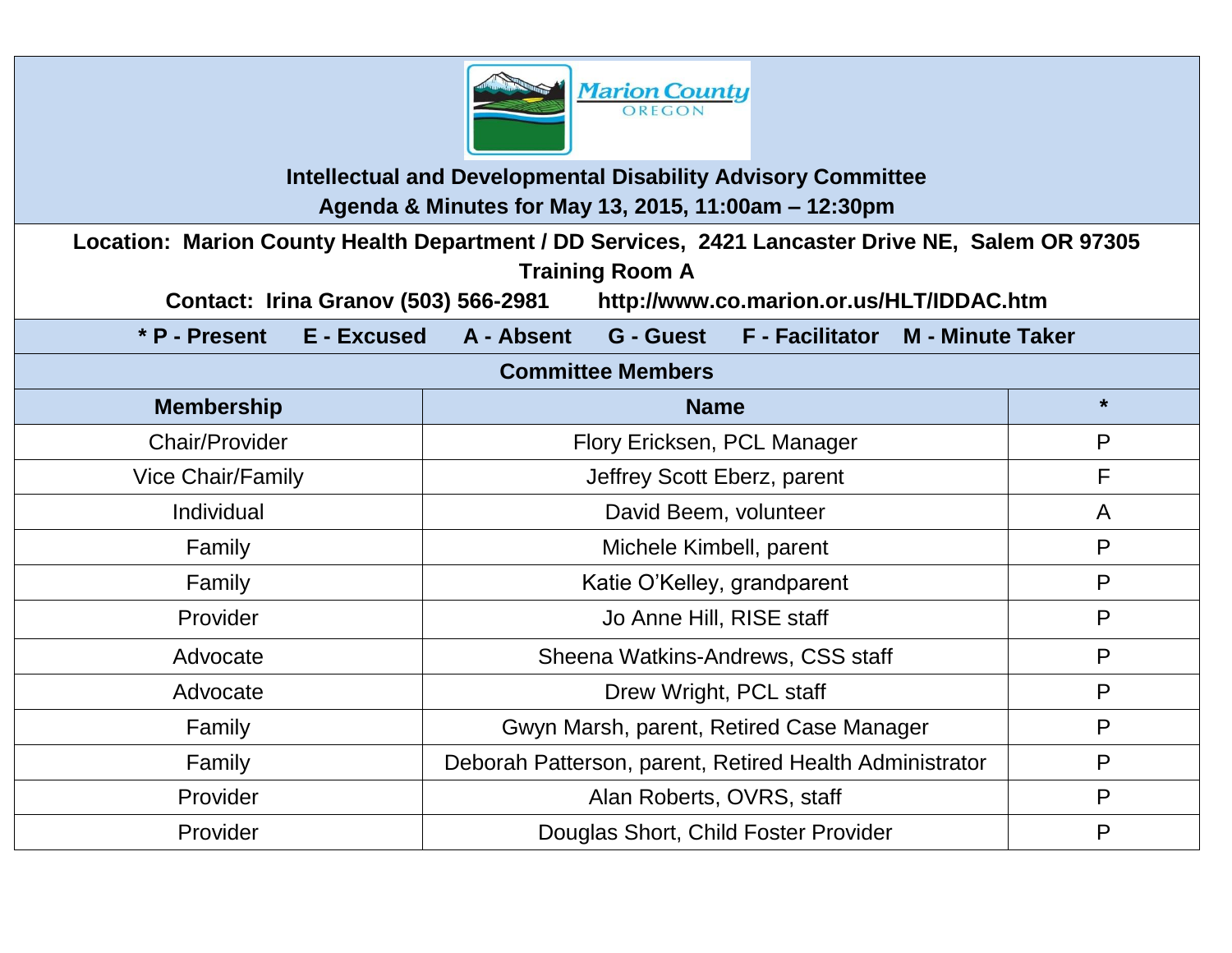Marion County
OREGON

# Intellectual and Developmental Disability Advisory Committee

## Agenda & Minutes for May 13, 2015, 11:00am – 12:30pm

**Location: Marion County Health Department / DD Services, 2421 Lancaster Drive NE, Salem OR 97305**

**Training Room A**

**Contact: Irina Granov (503) 566-2981 http://www.co.marion.or.us/HLT/IDDAC.htm**

**\* P - Present E - Excused A - Absent G - Guest F - Facilitator M - Minute Taker**

### Committee Members

| Membership | Name | * |
| --- | --- | --- |
| Chair/Provider | Flory Ericksen, PCL Manager | P |
| Vice Chair/Family | Jeffrey Scott Eberz, parent | F |
| Individual | David Beem, volunteer | A |
| Family | Michele Kimbell, parent | P |
| Family | Katie O'Kelley, grandparent | P |
| Provider | Jo Anne Hill, RISE staff | P |
| Advocate | Sheena Watkins-Andrews, CSS staff | P |
| Advocate | Drew Wright, PCL staff | P |
| Family | Gwyn Marsh, parent, Retired Case Manager | P |
| Family | Deborah Patterson, parent, Retired Health Administrator | P |
| Provider | Alan Roberts, OVRS, staff | P |
| Provider | Douglas Short, Child Foster Provider | P |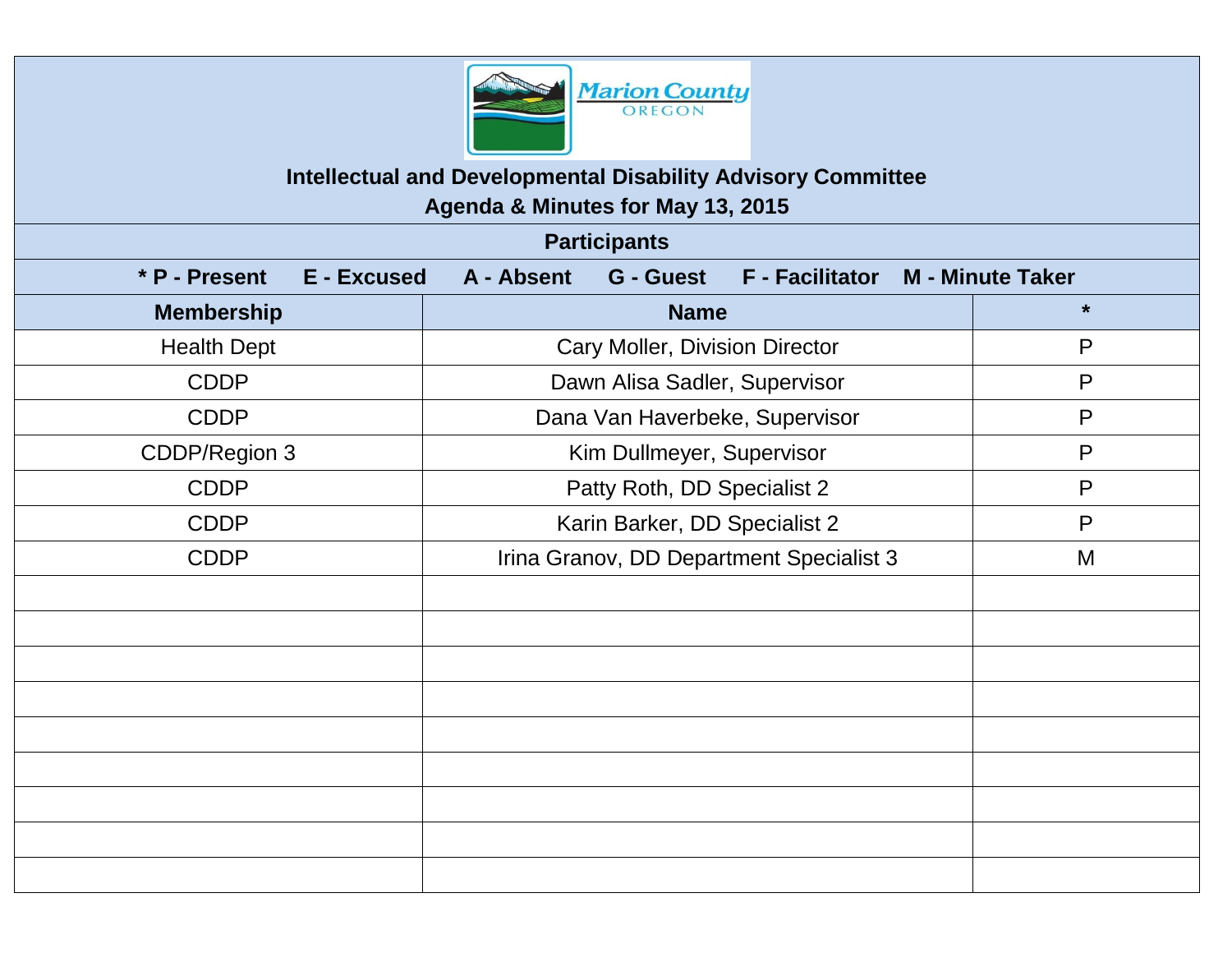Marion County OREGON

# Intellectual and Developmental Disability Advisory Committee

## Agenda & Minutes for May 13, 2015

| Participants | | |
|---|---|---|
| * P - Present E - Excused A - Absent G - Guest F - Facilitator M - Minute Taker | | |
| **Membership** | **Name** | **\*** |
| Health Dept | Cary Moller, Division Director | P |
| CDDP | Dawn Alisa Sadler, Supervisor | P |
| CDDP | Dana Van Haverbeke, Supervisor | P |
| CDDP/Region 3 | Kim Dullmeyer, Supervisor | P |
| CDDP | Patty Roth, DD Specialist 2 | P |
| CDDP | Karin Barker, DD Specialist 2 | P |
| CDDP | Irina Granov, DD Department Specialist 3 | M |
| | | |
| | | |
| | | |
| | | |
| | | |
| | | |
| | | |
| | | |
| | | |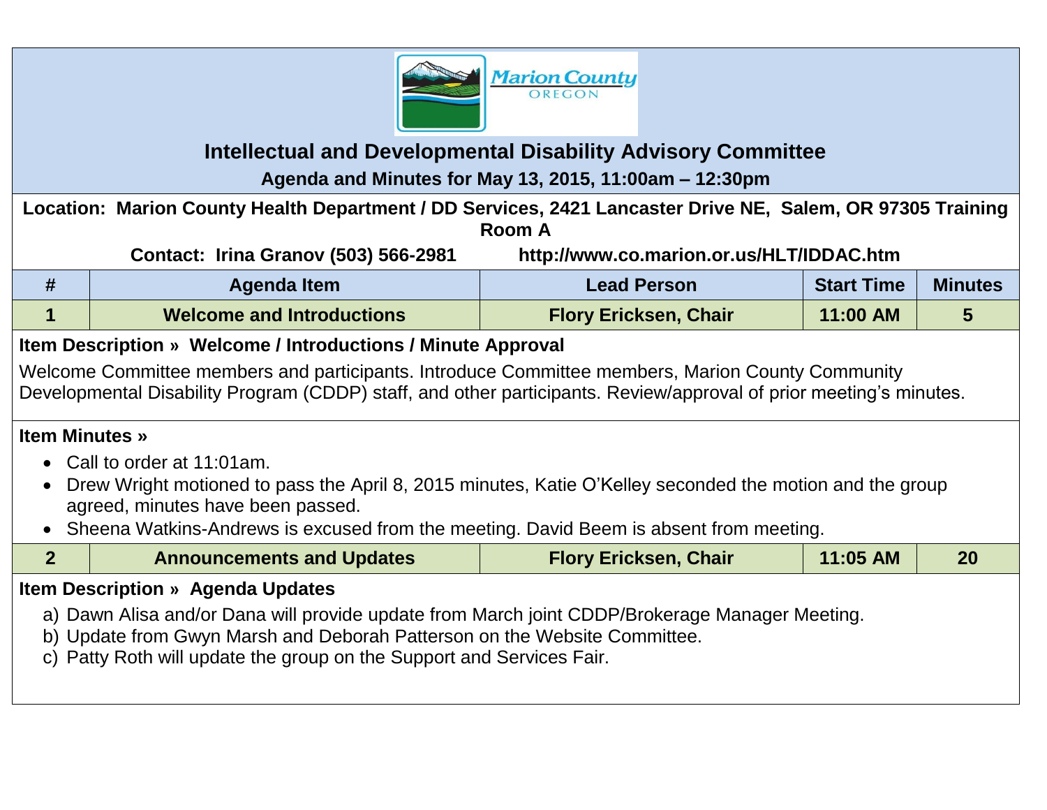Marion County OREGON

# Intellectual and Developmental Disability Advisory Committee

**Agenda and Minutes for May 13, 2015, 11:00am – 12:30pm**

**Location: Marion County Health Department / DD Services, 2421 Lancaster Drive NE, Salem, OR 97305 Training Room A**

**Contact: Irina Granov (503) 566-2981 http://www.co.marion.or.us/HLT/IDDAC.htm**

| # | Agenda Item | Lead Person | Start Time | Minutes |
|---|---|---|---|---|
| 1 | Welcome and Introductions | Flory Ericksen, Chair | 11:00 AM | 5 |

**Item Description » Welcome / Introductions / Minute Approval**

Welcome Committee members and participants. Introduce Committee members, Marion County Community Developmental Disability Program (CDDP) staff, and other participants. Review/approval of prior meeting's minutes.

**Item Minutes »**

- Call to order at 11:01am.
- Drew Wright motioned to pass the April 8, 2015 minutes, Katie O'Kelley seconded the motion and the group agreed, minutes have been passed.
- Sheena Watkins-Andrews is excused from the meeting. David Beem is absent from meeting.

| # | Agenda Item | Lead Person | Start Time | Minutes |
|---|---|---|---|---|
| 2 | Announcements and Updates | Flory Ericksen, Chair | 11:05 AM | 20 |

**Item Description » Agenda Updates**

a) Dawn Alisa and/or Dana will provide update from March joint CDDP/Brokerage Manager Meeting.
b) Update from Gwyn Marsh and Deborah Patterson on the Website Committee.
c) Patty Roth will update the group on the Support and Services Fair.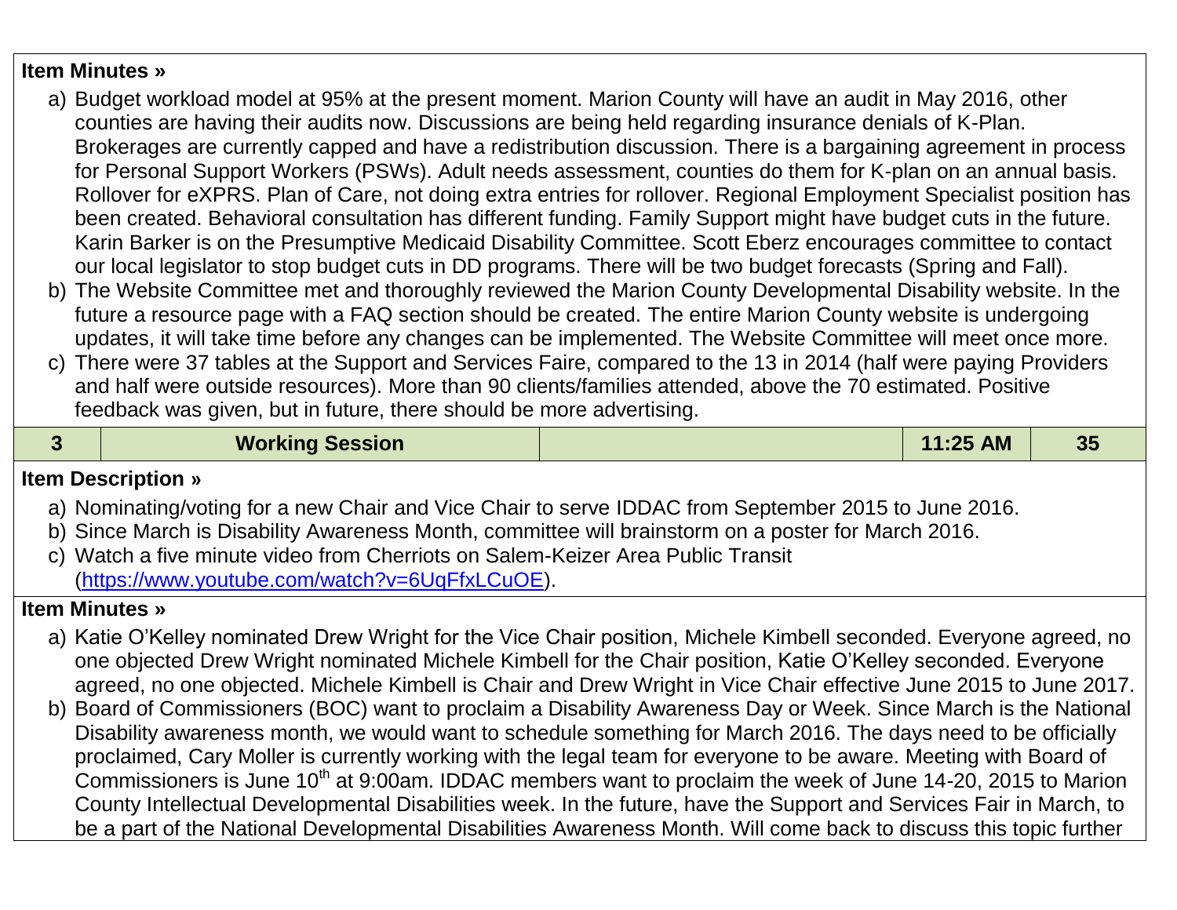**Item Minutes »**

a) Budget workload model at 95% at the present moment. Marion County will have an audit in May 2016, other counties are having their audits now. Discussions are being held regarding insurance denials of K-Plan. Brokerages are currently capped and have a redistribution discussion. There is a bargaining agreement in process for Personal Support Workers (PSWs). Adult needs assessment, counties do them for K-plan on an annual basis. Rollover for eXPRS. Plan of Care, not doing extra entries for rollover. Regional Employment Specialist position has been created. Behavioral consultation has different funding. Family Support might have budget cuts in the future. Karin Barker is on the Presumptive Medicaid Disability Committee. Scott Eberz encourages committee to contact our local legislator to stop budget cuts in DD programs. There will be two budget forecasts (Spring and Fall).
b) The Website Committee met and thoroughly reviewed the Marion County Developmental Disability website. In the future a resource page with a FAQ section should be created. The entire Marion County website is undergoing updates, it will take time before any changes can be implemented. The Website Committee will meet once more.
c) There were 37 tables at the Support and Services Faire, compared to the 13 in 2014 (half were paying Providers and half were outside resources). More than 90 clients/families attended, above the 70 estimated. Positive feedback was given, but in future, there should be more advertising.

| 3 | Working Session | | 11:25 AM | 35 |
|---|---|---|---|---|

**Item Description »**

a) Nominating/voting for a new Chair and Vice Chair to serve IDDAC from September 2015 to June 2016.
b) Since March is Disability Awareness Month, committee will brainstorm on a poster for March 2016.
c) Watch a five minute video from Cherriots on Salem-Keizer Area Public Transit (https://www.youtube.com/watch?v=6UqFfxLCuOE).

**Item Minutes »**

a) Katie O'Kelley nominated Drew Wright for the Vice Chair position, Michele Kimbell seconded. Everyone agreed, no one objected Drew Wright nominated Michele Kimbell for the Chair position, Katie O'Kelley seconded. Everyone agreed, no one objected. Michele Kimbell is Chair and Drew Wright in Vice Chair effective June 2015 to June 2017.
b) Board of Commissioners (BOC) want to proclaim a Disability Awareness Day or Week. Since March is the National Disability awareness month, we would want to schedule something for March 2016. The days need to be officially proclaimed, Cary Moller is currently working with the legal team for everyone to be aware. Meeting with Board of Commissioners is June 10th at 9:00am. IDDAC members want to proclaim the week of June 14-20, 2015 to Marion County Intellectual Developmental Disabilities week. In the future, have the Support and Services Fair in March, to be a part of the National Developmental Disabilities Awareness Month. Will come back to discuss this topic further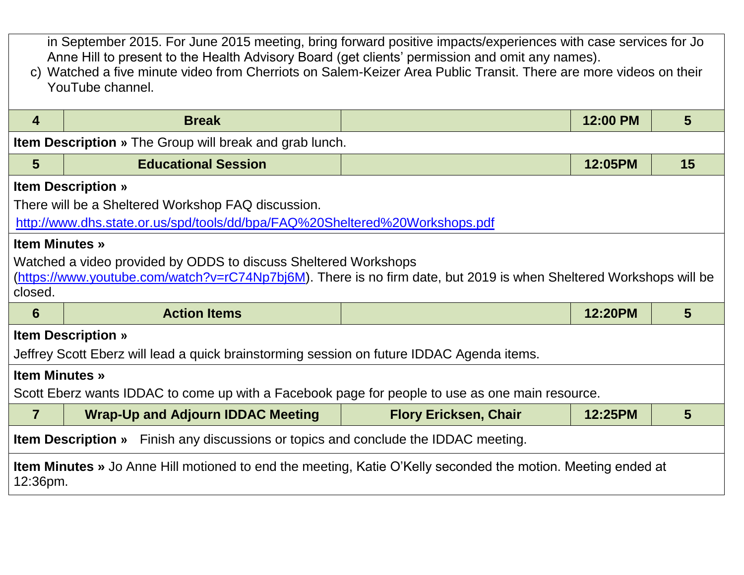in September 2015. For June 2015 meeting, bring forward positive impacts/experiences with case services for Jo Anne Hill to present to the Health Advisory Board (get clients' permission and omit any names).

c) Watched a five minute video from Cherriots on Salem-Keizer Area Public Transit. There are more videos on their YouTube channel.

| | | | | |
|---|---|---|---|---|
| **4** | **Break** | | **12:00 PM** | **5** |

**Item Description »** The Group will break and grab lunch.

| | | | | |
|---|---|---|---|---|
| **5** | **Educational Session** | | **12:05PM** | **15** |

**Item Description »**

There will be a Sheltered Workshop FAQ discussion.

http://www.dhs.state.or.us/spd/tools/dd/bpa/FAQ%20Sheltered%20Workshops.pdf

**Item Minutes »**

Watched a video provided by ODDS to discuss Sheltered Workshops (https://www.youtube.com/watch?v=rC74Np7bj6M). There is no firm date, but 2019 is when Sheltered Workshops will be closed.

| | | | | |
|---|---|---|---|---|
| **6** | **Action Items** | | **12:20PM** | **5** |

**Item Description »**

Jeffrey Scott Eberz will lead a quick brainstorming session on future IDDAC Agenda items.

**Item Minutes »**

Scott Eberz wants IDDAC to come up with a Facebook page for people to use as one main resource.

| | | | | |
|---|---|---|---|---|
| **7** | **Wrap-Up and Adjourn IDDAC Meeting** | **Flory Ericksen, Chair** | **12:25PM** | **5** |

**Item Description »** Finish any discussions or topics and conclude the IDDAC meeting.

**Item Minutes »** Jo Anne Hill motioned to end the meeting, Katie O'Kelly seconded the motion. Meeting ended at 12:36pm.